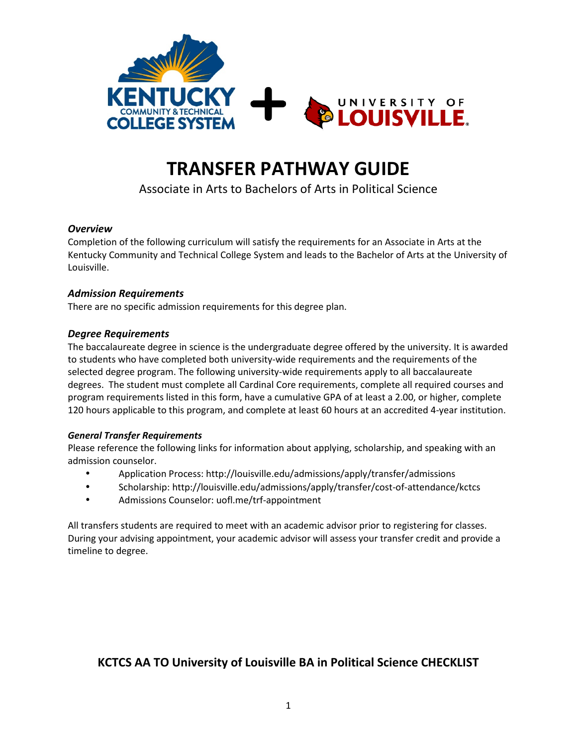# TRANSFER PATHWAY GUIDE

Associate in Arts to Bachelors of Arts in Political Science

### *Overview*

Completion of the following curriculum will satisfy the requirements for an Associate in Arts at the Kentucky Community and Technical College System and leads to the Bachelor of Arts at the University of Louisville.

### *Admission Requirements*

There are no specific admission requirements for this degree plan.

### *Degree Requirements*

The baccalaureate degree in science is the undergraduate degree offered by the university. It is awarded to students who have completed both university-wide requirements and the requirements of the selected degree program. The following university-wide requirements apply to all baccalaureate degrees. The student must complete all Cardinal Core requirements, complete all required courses and program requirements listed in this form, have a cumulative GPA of at least a 2.00, or higher, complete 120 hours applicable to this program, and complete at least 60 hours at an accredited 4-year institution.

#### *General Transfer Requirements*

Please reference the following links for information about applying, scholarship, and speaking with an admission counselor.

- Application Process: http://louisville.edu/admissions/apply/transfer/admissions
- Scholarship: http://louisville.edu/admissions/apply/transfer/cost-of-attendance/kctcs
- Admissions Counselor: uofl.me/trf-appointment

All transfers students are required to meet with an academic advisor prior to registering for classes. During your advising appointment, your academic advisor will assess your transfer credit and provide a timeline to degree.

## KCTCS AA TO University of Louisville BA in Political Science CHECKLIST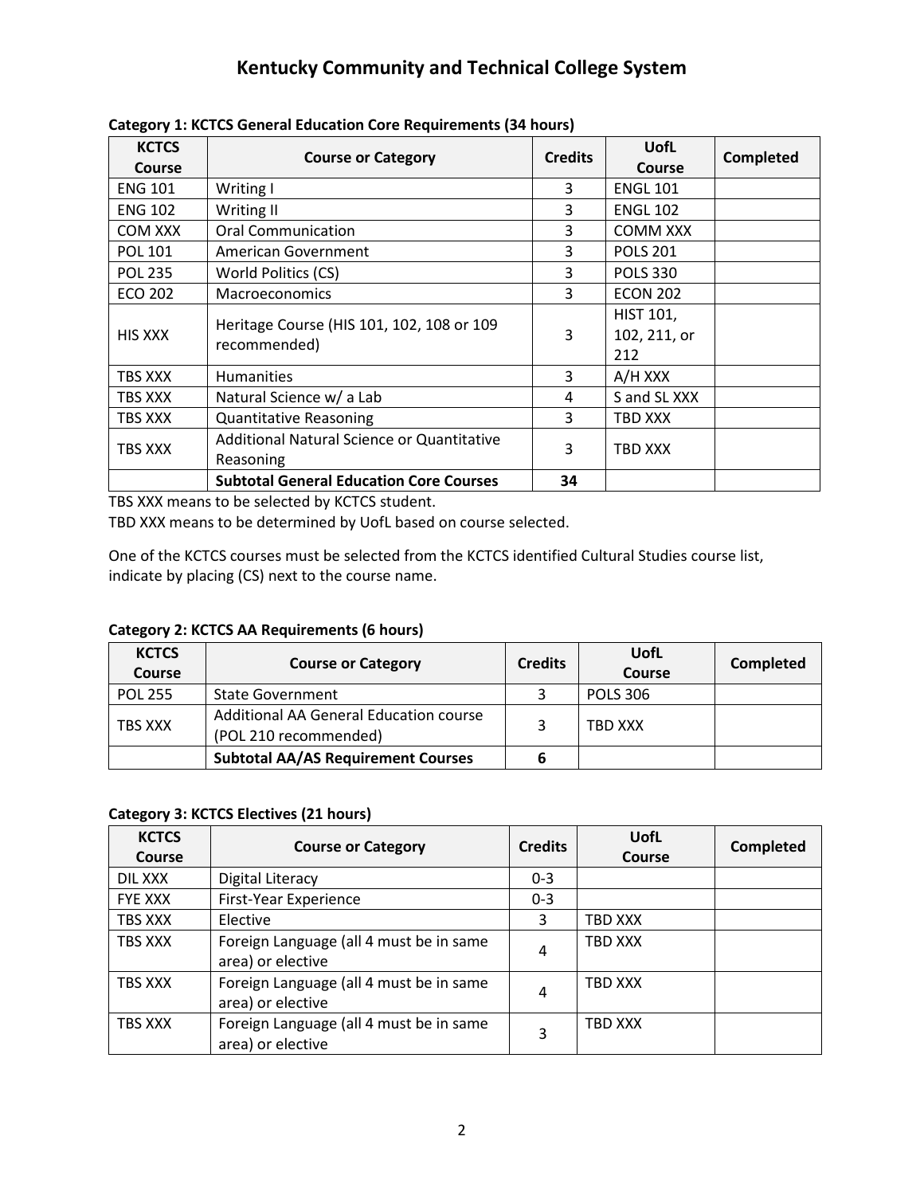# Kentucky Community and Technical College System

**Category 1: KCTCS General Education Core Requirements (34 hours)**

| KCTCS Course | Course or Category | Credits | UofL Course | Completed |
|---|---|---|---|---|
| ENG 101 | Writing I | 3 | ENGL 101 | |
| ENG 102 | Writing II | 3 | ENGL 102 | |
| COM XXX | Oral Communication | 3 | COMM XXX | |
| POL 101 | American Government | 3 | POLS 201 | |
| POL 235 | World Politics (CS) | 3 | POLS 330 | |
| ECO 202 | Macroeconomics | 3 | ECON 202 | |
| HIS XXX | Heritage Course (HIS 101, 102, 108 or 109 recommended) | 3 | HIST 101, 102, 211, or 212 | |
| TBS XXX | Humanities | 3 | A/H XXX | |
| TBS XXX | Natural Science w/ a Lab | 4 | S and SL XXX | |
| TBS XXX | Quantitative Reasoning | 3 | TBD XXX | |
| TBS XXX | Additional Natural Science or Quantitative Reasoning | 3 | TBD XXX | |
| | **Subtotal General Education Core Courses** | **34** | | |

TBS XXX means to be selected by KCTCS student.

TBD XXX means to be determined by UofL based on course selected.

One of the KCTCS courses must be selected from the KCTCS identified Cultural Studies course list, indicate by placing (CS) next to the course name.

**Category 2: KCTCS AA Requirements (6 hours)**

| KCTCS Course | Course or Category | Credits | UofL Course | Completed |
|---|---|---|---|---|
| POL 255 | State Government | 3 | POLS 306 | |
| TBS XXX | Additional AA General Education course (POL 210 recommended) | 3 | TBD XXX | |
| | **Subtotal AA/AS Requirement Courses** | **6** | | |

**Category 3: KCTCS Electives (21 hours)**

| KCTCS Course | Course or Category | Credits | UofL Course | Completed |
|---|---|---|---|---|
| DIL XXX | Digital Literacy | 0-3 | | |
| FYE XXX | First-Year Experience | 0-3 | | |
| TBS XXX | Elective | 3 | TBD XXX | |
| TBS XXX | Foreign Language (all 4 must be in same area) or elective | 4 | TBD XXX | |
| TBS XXX | Foreign Language (all 4 must be in same area) or elective | 4 | TBD XXX | |
| TBS XXX | Foreign Language (all 4 must be in same area) or elective | 3 | TBD XXX | |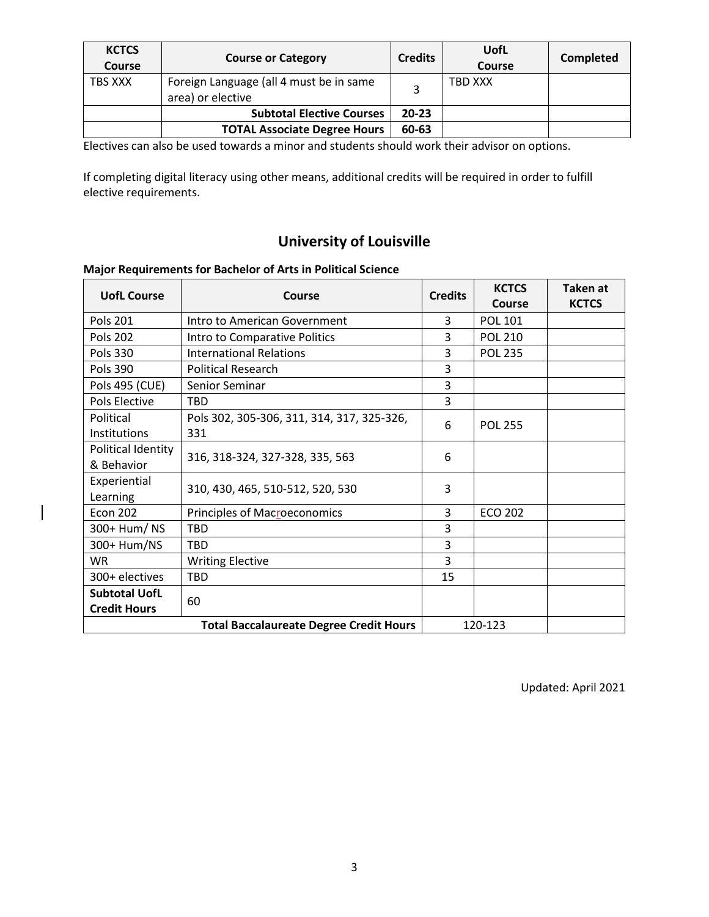| KCTCS Course | Course or Category | Credits | UofL Course | Completed |
|---|---|---|---|---|
| TBS XXX | Foreign Language (all 4 must be in same area) or elective | 3 | TBD XXX | |
| | **Subtotal Elective Courses** | **20-23** | | |
| | **TOTAL Associate Degree Hours** | **60-63** | | |

Electives can also be used towards a minor and students should work their advisor on options.

If completing digital literacy using other means, additional credits will be required in order to fulfill elective requirements.

## University of Louisville

**Major Requirements for Bachelor of Arts in Political Science**

| UofL Course | Course | Credits | KCTCS Course | Taken at KCTCS |
|---|---|---|---|---|
| Pols 201 | Intro to American Government | 3 | POL 101 | |
| Pols 202 | Intro to Comparative Politics | 3 | POL 210 | |
| Pols 330 | International Relations | 3 | POL 235 | |
| Pols 390 | Political Research | 3 | | |
| Pols 495 (CUE) | Senior Seminar | 3 | | |
| Pols Elective | TBD | 3 | | |
| Political Institutions | Pols 302, 305-306, 311, 314, 317, 325-326, 331 | 6 | POL 255 | |
| Political Identity & Behavior | 316, 318-324, 327-328, 335, 563 | 6 | | |
| Experiential Learning | 310, 430, 465, 510-512, 520, 530 | 3 | | |
| Econ 202 | Principles of Macroeconomics | 3 | ECO 202 | |
| 300+ Hum/ NS | TBD | 3 | | |
| 300+ Hum/NS | TBD | 3 | | |
| WR | Writing Elective | 3 | | |
| 300+ electives | TBD | 15 | | |
| **Subtotal UofL Credit Hours** | 60 | | | |
| | **Total Baccalaureate Degree Credit Hours** | 120-123 | | |

Updated: April 2021